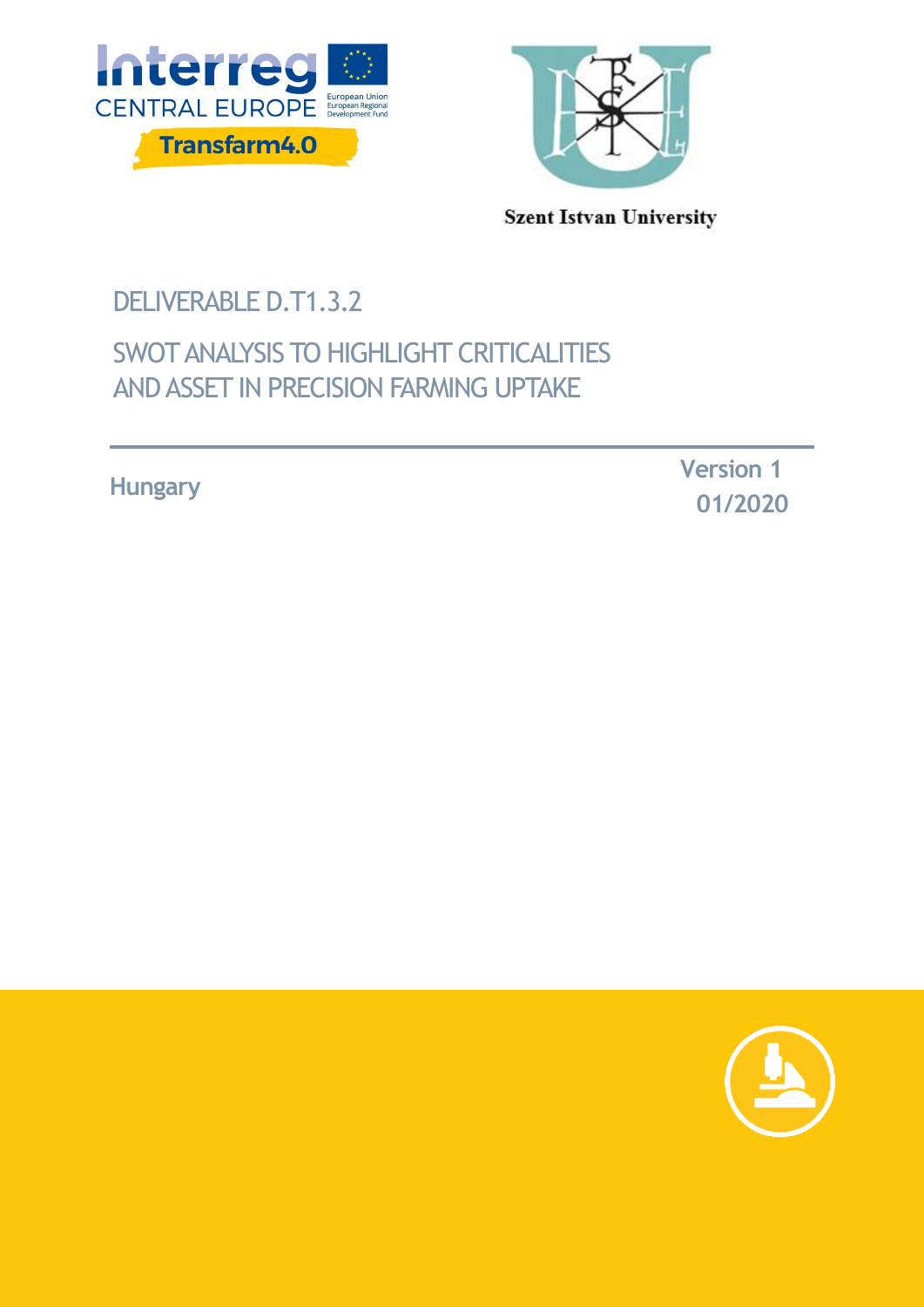Interreg CENTRAL EUROPE

European Union
European Regional Development Fund

Transfarm4.0

Szent Istvan University

# DELIVERABLE D.T1.3.2

## SWOT ANALYSIS TO HIGHLIGHT CRITICALITIES AND ASSET IN PRECISION FARMING UPTAKE

**Hungary**

**Version 1**
**01/2020**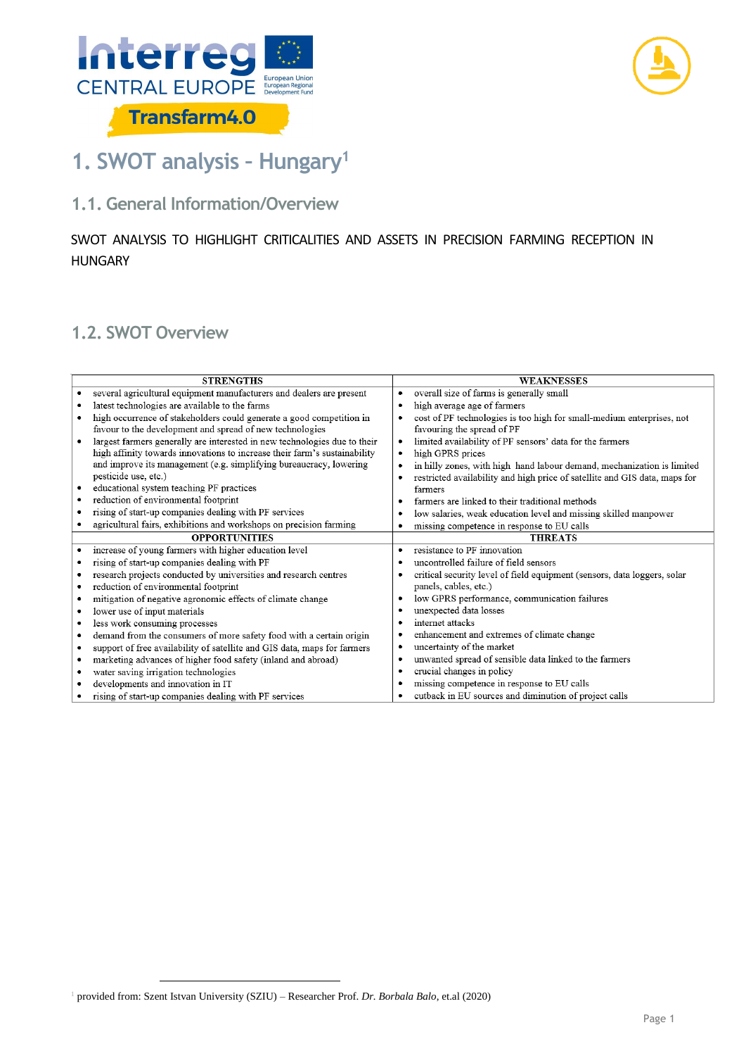# 1. SWOT analysis – Hungary[1]

## 1.1. General Information/Overview

SWOT ANALYSIS TO HIGHLIGHT CRITICALITIES AND ASSETS IN PRECISION FARMING RECEPTION IN HUNGARY

## 1.2. SWOT Overview

| STRENGTHS | WEAKNESSES |
|---|---|
| • several agricultural equipment manufacturers and dealers are present<br>• latest technologies are available to the farms<br>• high occurrence of stakeholders could generate a good competition in favour to the development and spread of new technologies<br>• largest farmers generally are interested in new technologies due to their high affinity towards innovations to increase their farm's sustainability and improve its management (e.g. simplifying bureaucracy, lowering pesticide use, etc.)<br>• educational system teaching PF practices<br>• reduction of environmental footprint<br>• rising of start-up companies dealing with PF services<br>• agricultural fairs, exhibitions and workshops on precision farming | • overall size of farms is generally small<br>• high average age of farmers<br>• cost of PF technologies is too high for small-medium enterprises, not favouring the spread of PF<br>• limited availability of PF sensors' data for the farmers<br>• high GPRS prices<br>• in hilly zones, with high hand labour demand, mechanization is limited<br>• restricted availability and high price of satellite and GIS data, maps for farmers<br>• farmers are linked to their traditional methods<br>• low salaries, weak education level and missing skilled manpower<br>• missing competence in response to EU calls |
| **OPPORTUNITIES** | **THREATS** |
| • increase of young farmers with higher education level<br>• rising of start-up companies dealing with PF<br>• research projects conducted by universities and research centres<br>• reduction of environmental footprint<br>• mitigation of negative agronomic effects of climate change<br>• lower use of input materials<br>• less work consuming processes<br>• demand from the consumers of more safety food with a certain origin<br>• support of free availability of satellite and GIS data, maps for farmers<br>• marketing advances of higher food safety (inland and abroad)<br>• water saving irrigation technologies<br>• developments and innovation in IT<br>• rising of start-up companies dealing with PF services | • resistance to PF innovation<br>• uncontrolled failure of field sensors<br>• critical security level of field equipment (sensors, data loggers, solar panels, cables, etc.)<br>• low GPRS performance, communication failures<br>• unexpected data losses<br>• internet attacks<br>• enhancement and extremes of climate change<br>• uncertainty of the market<br>• unwanted spread of sensible data linked to the farmers<br>• crucial changes in policy<br>• missing competence in response to EU calls<br>• cutback in EU sources and diminution of project calls |

[1] provided from: Szent Istvan University (SZIU) – Researcher Prof. *Dr. Borbala Balo*, et.al (2020)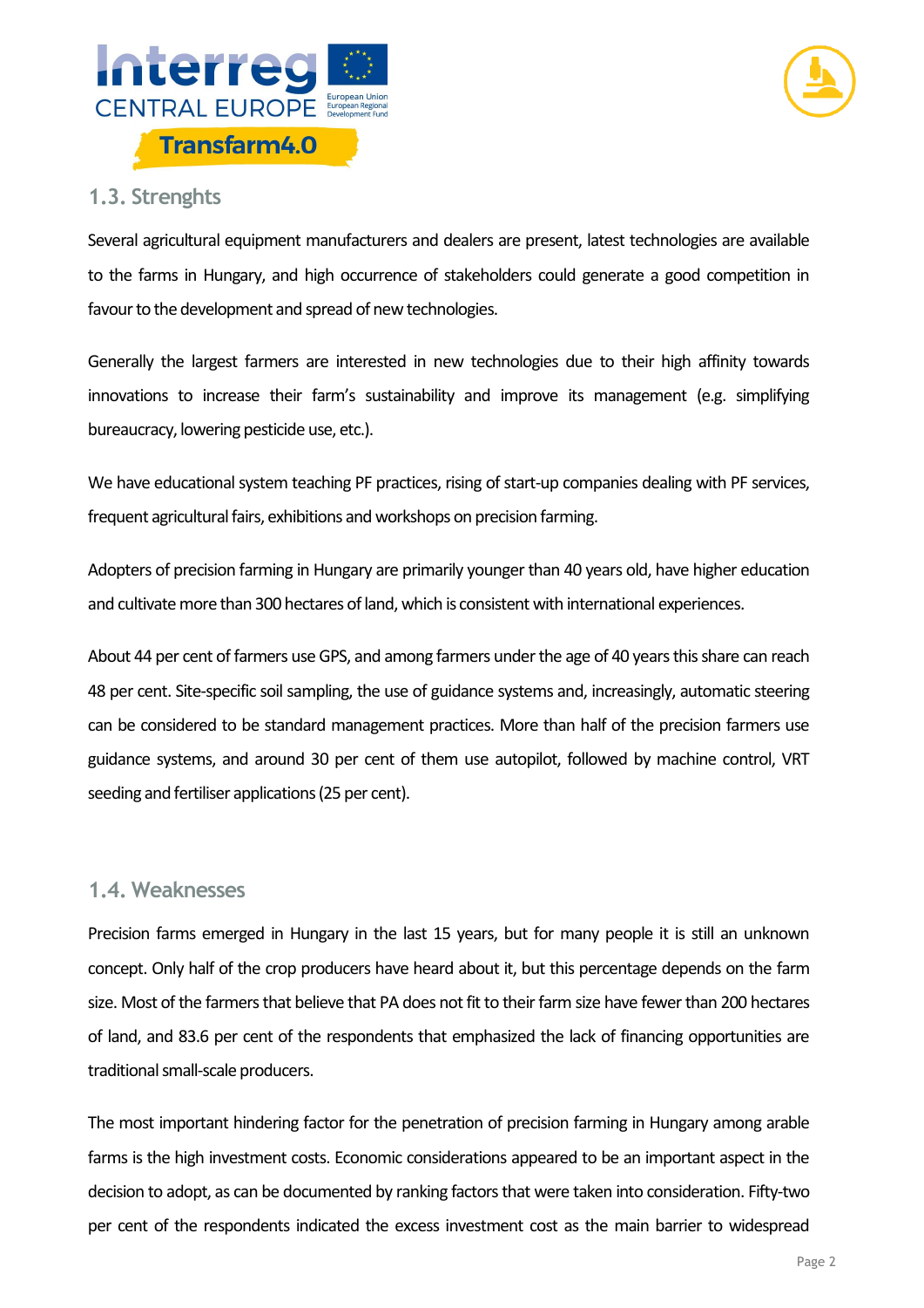## 1.3. Strenghts

Several agricultural equipment manufacturers and dealers are present, latest technologies are available to the farms in Hungary, and high occurrence of stakeholders could generate a good competition in favour to the development and spread of new technologies.

Generally the largest farmers are interested in new technologies due to their high affinity towards innovations to increase their farm's sustainability and improve its management (e.g. simplifying bureaucracy, lowering pesticide use, etc.).

We have educational system teaching PF practices, rising of start-up companies dealing with PF services, frequent agricultural fairs, exhibitions and workshops on precision farming.

Adopters of precision farming in Hungary are primarily younger than 40 years old, have higher education and cultivate more than 300 hectares of land, which is consistent with international experiences.

About 44 per cent of farmers use GPS, and among farmers under the age of 40 years this share can reach 48 per cent. Site-specific soil sampling, the use of guidance systems and, increasingly, automatic steering can be considered to be standard management practices. More than half of the precision farmers use guidance systems, and around 30 per cent of them use autopilot, followed by machine control, VRT seeding and fertiliser applications (25 per cent).

## 1.4. Weaknesses

Precision farms emerged in Hungary in the last 15 years, but for many people it is still an unknown concept. Only half of the crop producers have heard about it, but this percentage depends on the farm size. Most of the farmers that believe that PA does not fit to their farm size have fewer than 200 hectares of land, and 83.6 per cent of the respondents that emphasized the lack of financing opportunities are traditional small-scale producers.

The most important hindering factor for the penetration of precision farming in Hungary among arable farms is the high investment costs. Economic considerations appeared to be an important aspect in the decision to adopt, as can be documented by ranking factors that were taken into consideration. Fifty-two per cent of the respondents indicated the excess investment cost as the main barrier to widespread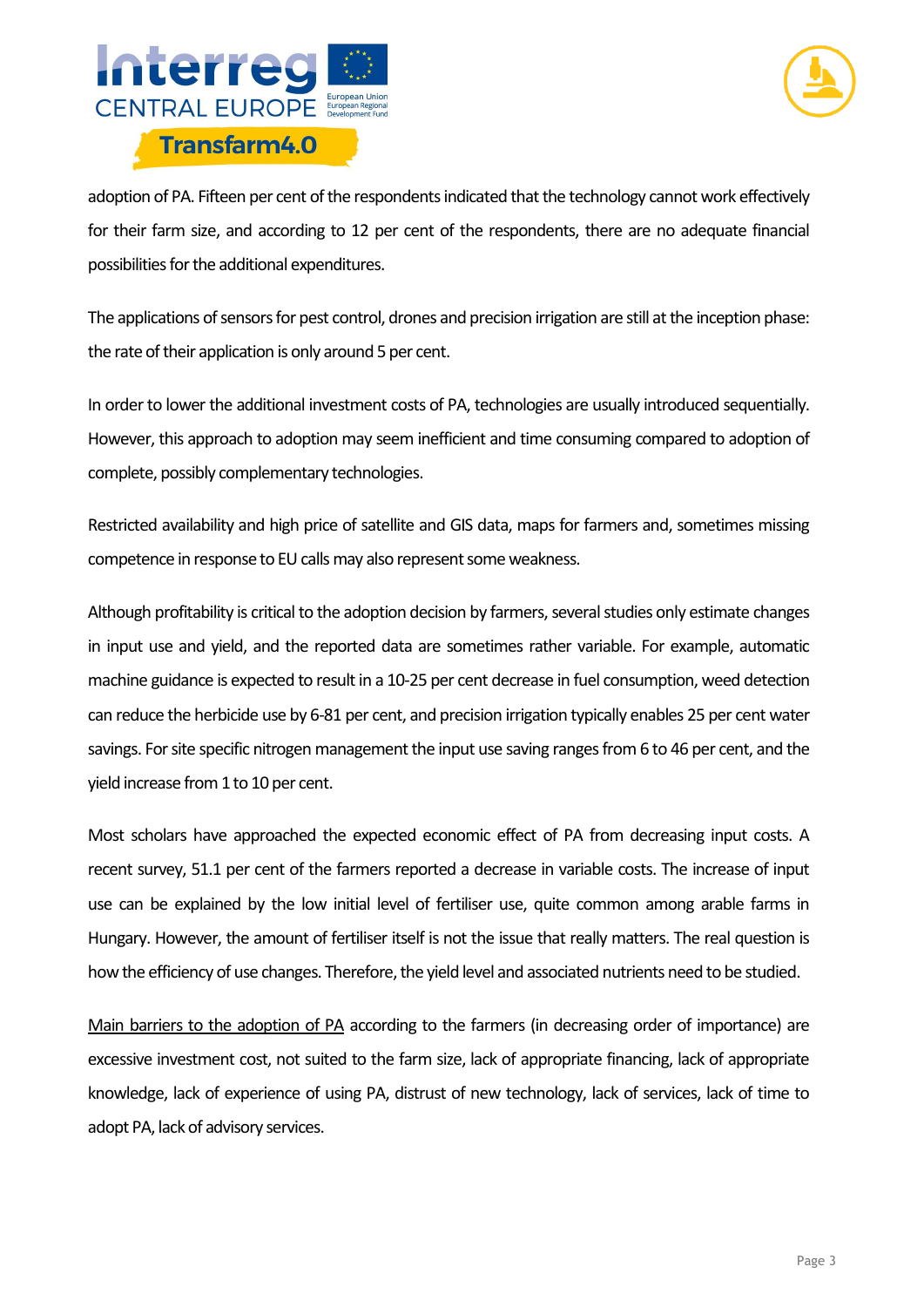adoption of PA. Fifteen per cent of the respondents indicated that the technology cannot work effectively for their farm size, and according to 12 per cent of the respondents, there are no adequate financial possibilities for the additional expenditures.

The applications of sensors for pest control, drones and precision irrigation are still at the inception phase: the rate of their application is only around 5 per cent.

In order to lower the additional investment costs of PA, technologies are usually introduced sequentially. However, this approach to adoption may seem inefficient and time consuming compared to adoption of complete, possibly complementary technologies.

Restricted availability and high price of satellite and GIS data, maps for farmers and, sometimes missing competence in response to EU calls may also represent some weakness.

Although profitability is critical to the adoption decision by farmers, several studies only estimate changes in input use and yield, and the reported data are sometimes rather variable. For example, automatic machine guidance is expected to result in a 10-25 per cent decrease in fuel consumption, weed detection can reduce the herbicide use by 6-81 per cent, and precision irrigation typically enables 25 per cent water savings. For site specific nitrogen management the input use saving ranges from 6 to 46 per cent, and the yield increase from 1 to 10 per cent.

Most scholars have approached the expected economic effect of PA from decreasing input costs. A recent survey, 51.1 per cent of the farmers reported a decrease in variable costs. The increase of input use can be explained by the low initial level of fertiliser use, quite common among arable farms in Hungary. However, the amount of fertiliser itself is not the issue that really matters. The real question is how the efficiency of use changes. Therefore, the yield level and associated nutrients need to be studied.

<u>Main barriers to the adoption of PA</u> according to the farmers (in decreasing order of importance) are excessive investment cost, not suited to the farm size, lack of appropriate financing, lack of appropriate knowledge, lack of experience of using PA, distrust of new technology, lack of services, lack of time to adopt PA, lack of advisory services.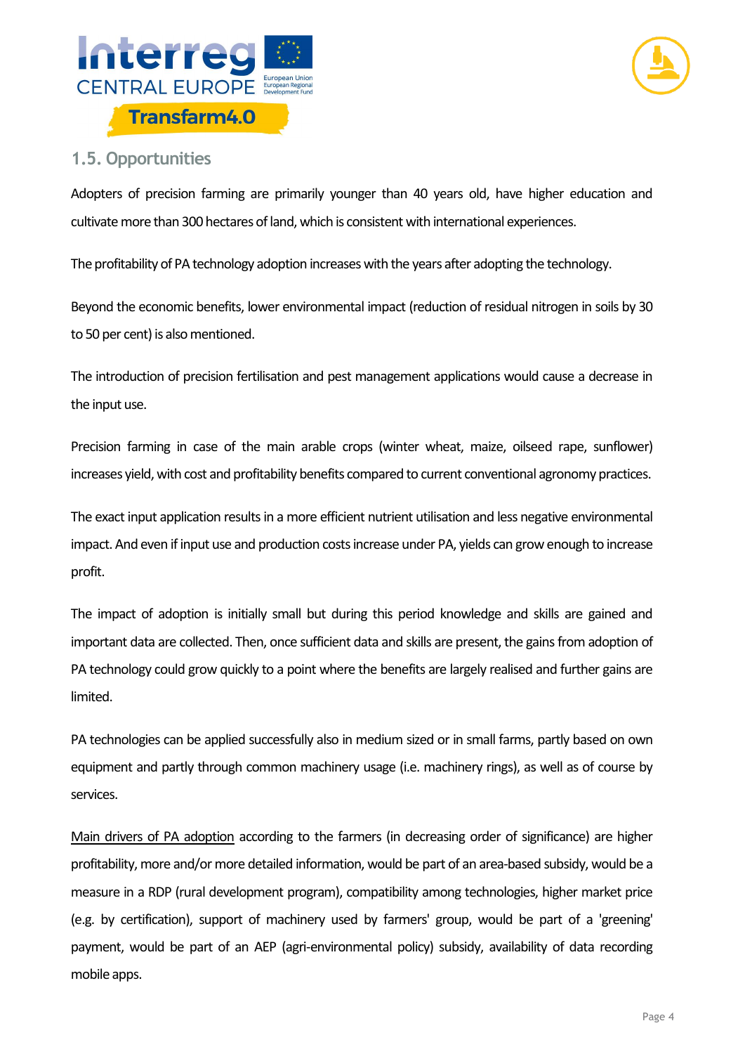## 1.5. Opportunities

Adopters of precision farming are primarily younger than 40 years old, have higher education and cultivate more than 300 hectares of land, which is consistent with international experiences.

The profitability of PA technology adoption increases with the years after adopting the technology.

Beyond the economic benefits, lower environmental impact (reduction of residual nitrogen in soils by 30 to 50 per cent) is also mentioned.

The introduction of precision fertilisation and pest management applications would cause a decrease in the input use.

Precision farming in case of the main arable crops (winter wheat, maize, oilseed rape, sunflower) increases yield, with cost and profitability benefits compared to current conventional agronomy practices.

The exact input application results in a more efficient nutrient utilisation and less negative environmental impact. And even if input use and production costs increase under PA, yields can grow enough to increase profit.

The impact of adoption is initially small but during this period knowledge and skills are gained and important data are collected. Then, once sufficient data and skills are present, the gains from adoption of PA technology could grow quickly to a point where the benefits are largely realised and further gains are limited.

PA technologies can be applied successfully also in medium sized or in small farms, partly based on own equipment and partly through common machinery usage (i.e. machinery rings), as well as of course by services.

Main drivers of PA adoption according to the farmers (in decreasing order of significance) are higher profitability, more and/or more detailed information, would be part of an area-based subsidy, would be a measure in a RDP (rural development program), compatibility among technologies, higher market price (e.g. by certification), support of machinery used by farmers' group, would be part of a 'greening' payment, would be part of an AEP (agri-environmental policy) subsidy, availability of data recording mobile apps.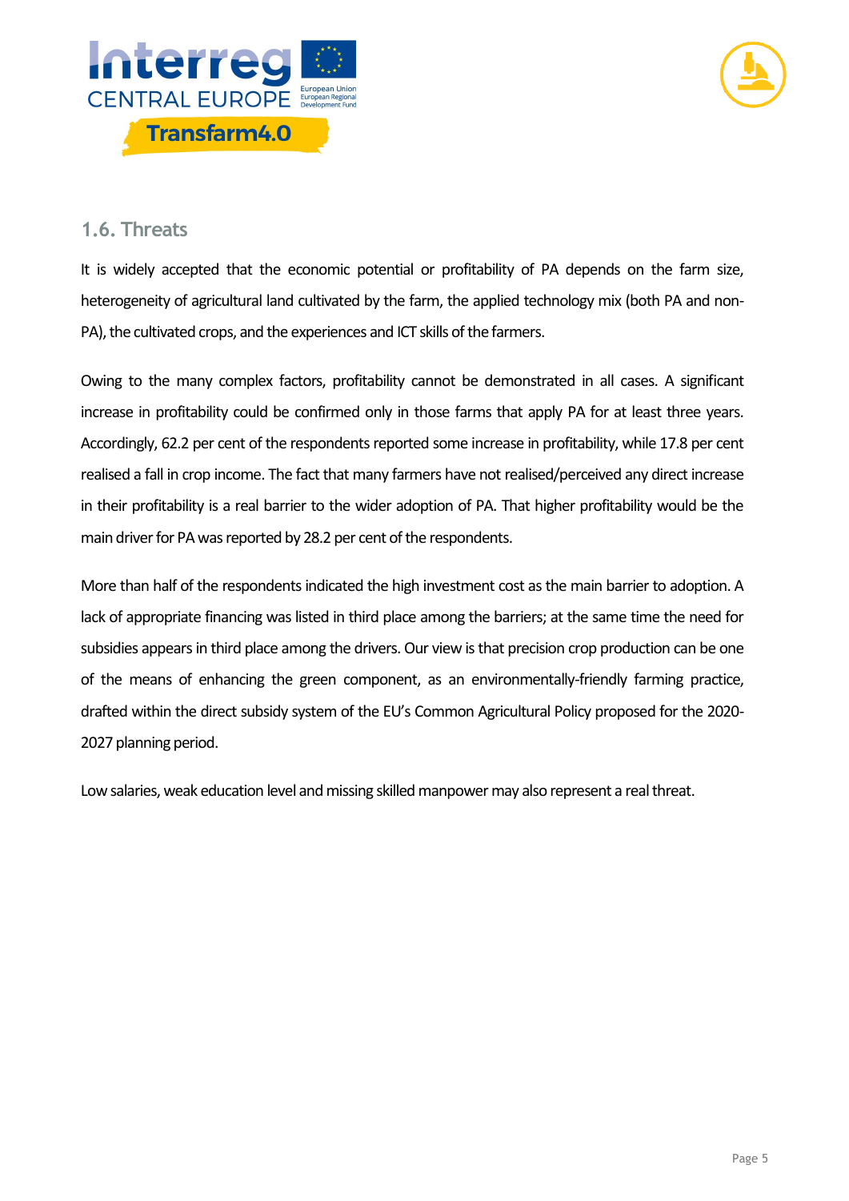## 1.6. Threats

It is widely accepted that the economic potential or profitability of PA depends on the farm size, heterogeneity of agricultural land cultivated by the farm, the applied technology mix (both PA and non-PA), the cultivated crops, and the experiences and ICT skills of the farmers.

Owing to the many complex factors, profitability cannot be demonstrated in all cases. A significant increase in profitability could be confirmed only in those farms that apply PA for at least three years. Accordingly, 62.2 per cent of the respondents reported some increase in profitability, while 17.8 per cent realised a fall in crop income. The fact that many farmers have not realised/perceived any direct increase in their profitability is a real barrier to the wider adoption of PA. That higher profitability would be the main driver for PA was reported by 28.2 per cent of the respondents.

More than half of the respondents indicated the high investment cost as the main barrier to adoption. A lack of appropriate financing was listed in third place among the barriers; at the same time the need for subsidies appears in third place among the drivers. Our view is that precision crop production can be one of the means of enhancing the green component, as an environmentally-friendly farming practice, drafted within the direct subsidy system of the EU's Common Agricultural Policy proposed for the 2020-2027 planning period.

Low salaries, weak education level and missing skilled manpower may also represent a real threat.